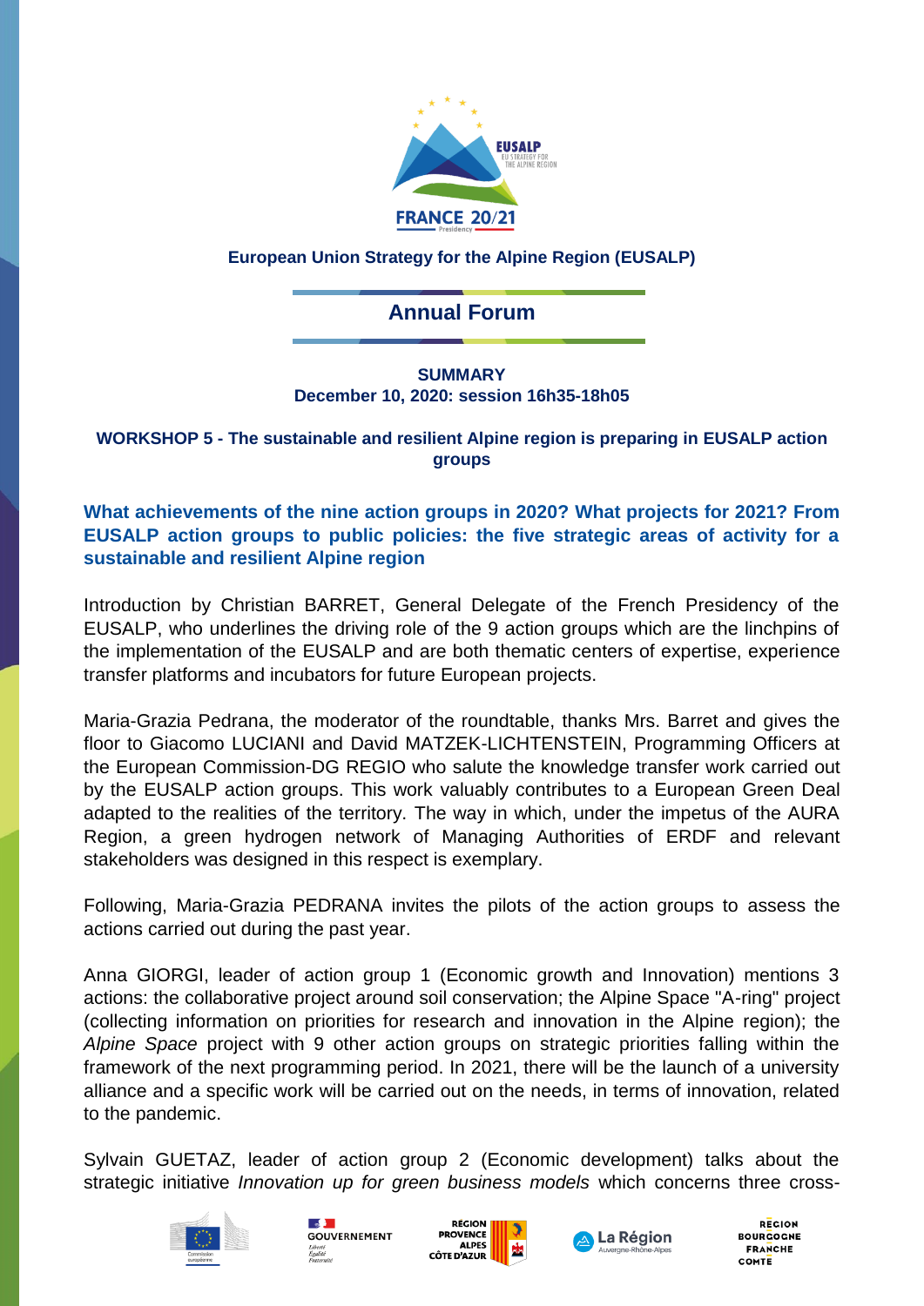European Union Strategy for the Alpine Region (EUSALP)

# Annual Forum

**SUMMARY**
**December 10, 2020: session 16h35-18h05**

**WORKSHOP 5 - The sustainable and resilient Alpine region is preparing in EUSALP action groups**

## What achievements of the nine action groups in 2020? What projects for 2021? From EUSALP action groups to public policies: the five strategic areas of activity for a sustainable and resilient Alpine region

Introduction by Christian BARRET, General Delegate of the French Presidency of the EUSALP, who underlines the driving role of the 9 action groups which are the linchpins of the implementation of the EUSALP and are both thematic centers of expertise, experience transfer platforms and incubators for future European projects.

Maria-Grazia Pedrana, the moderator of the roundtable, thanks Mrs. Barret and gives the floor to Giacomo LUCIANI and David MATZEK-LICHTENSTEIN, Programming Officers at the European Commission-DG REGIO who salute the knowledge transfer work carried out by the EUSALP action groups. This work valuably contributes to a European Green Deal adapted to the realities of the territory. The way in which, under the impetus of the AURA Region, a green hydrogen network of Managing Authorities of ERDF and relevant stakeholders was designed in this respect is exemplary.

Following, Maria-Grazia PEDRANA invites the pilots of the action groups to assess the actions carried out during the past year.

Anna GIORGI, leader of action group 1 (Economic growth and Innovation) mentions 3 actions: the collaborative project around soil conservation; the Alpine Space "A-ring" project (collecting information on priorities for research and innovation in the Alpine region); the *Alpine Space* project with 9 other action groups on strategic priorities falling within the framework of the next programming period. In 2021, there will be the launch of a university alliance and a specific work will be carried out on the needs, in terms of innovation, related to the pandemic.

Sylvain GUETAZ, leader of action group 2 (Economic development) talks about the strategic initiative *Innovation up for green business models* which concerns three cross-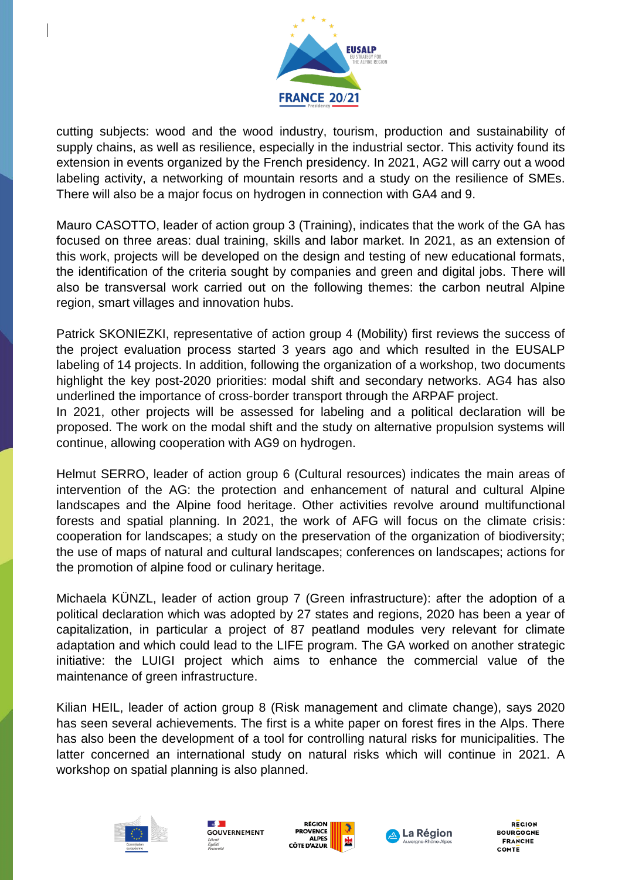cutting subjects: wood and the wood industry, tourism, production and sustainability of supply chains, as well as resilience, especially in the industrial sector. This activity found its extension in events organized by the French presidency. In 2021, AG2 will carry out a wood labeling activity, a networking of mountain resorts and a study on the resilience of SMEs. There will also be a major focus on hydrogen in connection with GA4 and 9.

Mauro CASOTTO, leader of action group 3 (Training), indicates that the work of the GA has focused on three areas: dual training, skills and labor market. In 2021, as an extension of this work, projects will be developed on the design and testing of new educational formats, the identification of the criteria sought by companies and green and digital jobs. There will also be transversal work carried out on the following themes: the carbon neutral Alpine region, smart villages and innovation hubs.

Patrick SKONIEZKI, representative of action group 4 (Mobility) first reviews the success of the project evaluation process started 3 years ago and which resulted in the EUSALP labeling of 14 projects. In addition, following the organization of a workshop, two documents highlight the key post-2020 priorities: modal shift and secondary networks. AG4 has also underlined the importance of cross-border transport through the ARPAF project.
In 2021, other projects will be assessed for labeling and a political declaration will be proposed. The work on the modal shift and the study on alternative propulsion systems will continue, allowing cooperation with AG9 on hydrogen.

Helmut SERRO, leader of action group 6 (Cultural resources) indicates the main areas of intervention of the AG: the protection and enhancement of natural and cultural Alpine landscapes and the Alpine food heritage. Other activities revolve around multifunctional forests and spatial planning. In 2021, the work of AFG will focus on the climate crisis: cooperation for landscapes; a study on the preservation of the organization of biodiversity; the use of maps of natural and cultural landscapes; conferences on landscapes; actions for the promotion of alpine food or culinary heritage.

Michaela KÜNZL, leader of action group 7 (Green infrastructure): after the adoption of a political declaration which was adopted by 27 states and regions, 2020 has been a year of capitalization, in particular a project of 87 peatland modules very relevant for climate adaptation and which could lead to the LIFE program. The GA worked on another strategic initiative: the LUIGI project which aims to enhance the commercial value of the maintenance of green infrastructure.

Kilian HEIL, leader of action group 8 (Risk management and climate change), says 2020 has seen several achievements. The first is a white paper on forest fires in the Alps. There has also been the development of a tool for controlling natural risks for municipalities. The latter concerned an international study on natural risks which will continue in 2021. A workshop on spatial planning is also planned.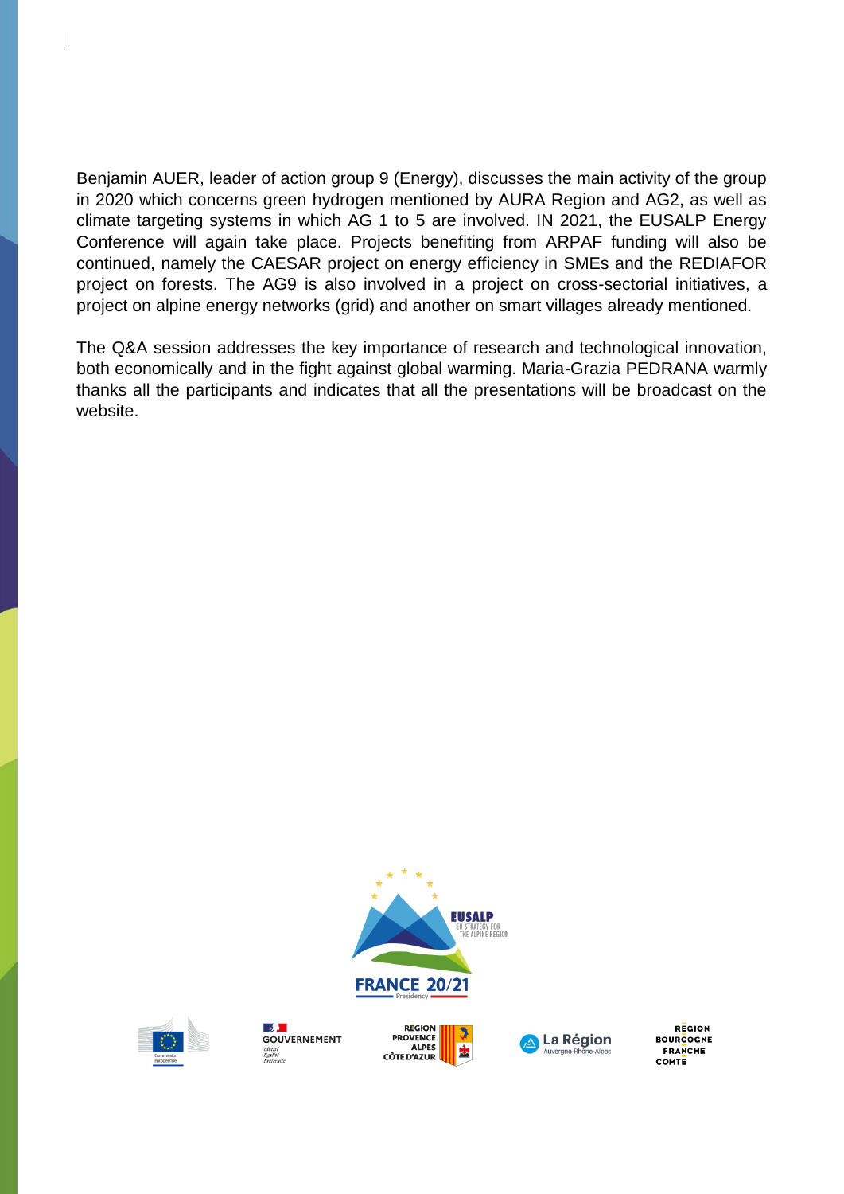Benjamin AUER, leader of action group 9 (Energy), discusses the main activity of the group in 2020 which concerns green hydrogen mentioned by AURA Region and AG2, as well as climate targeting systems in which AG 1 to 5 are involved. IN 2021, the EUSALP Energy Conference will again take place. Projects benefiting from ARPAF funding will also be continued, namely the CAESAR project on energy efficiency in SMEs and the REDIAFOR project on forests. The AG9 is also involved in a project on cross-sectorial initiatives, a project on alpine energy networks (grid) and another on smart villages already mentioned.

The Q&A session addresses the key importance of research and technological innovation, both economically and in the fight against global warming. Maria-Grazia PEDRANA warmly thanks all the participants and indicates that all the presentations will be broadcast on the website.